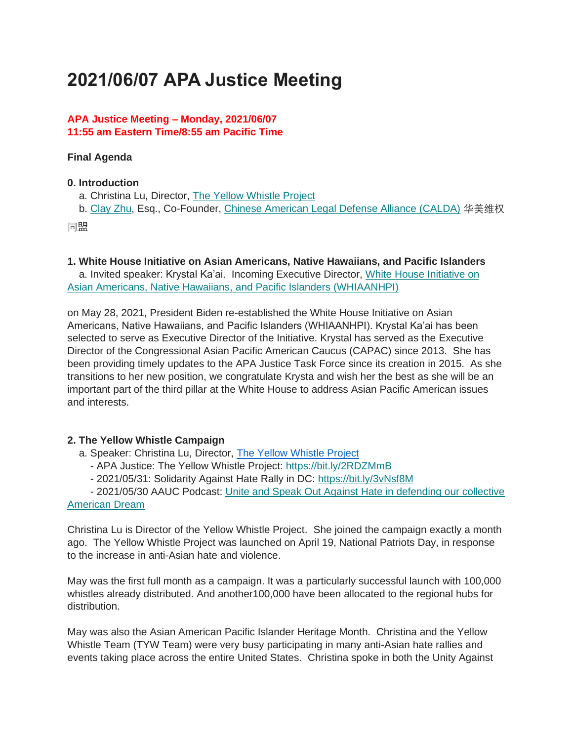# 2021/06/07 APA Justice Meeting

**APA Justice Meeting – Monday, 2021/06/07**
**11:55 am Eastern Time/8:55 am Pacific Time**

**Final Agenda**

**0. Introduction**

a. Christina Lu, Director, The Yellow Whistle Project
b. Clay Zhu, Esq., Co-Founder, Chinese American Legal Defense Alliance (CALDA) 华美维权同盟

**1. White House Initiative on Asian Americans, Native Hawaiians, and Pacific Islanders**

a. Invited speaker: Krystal Ka'ai. Incoming Executive Director, White House Initiative on Asian Americans, Native Hawaiians, and Pacific Islanders (WHIAANHPI)

on May 28, 2021, President Biden re-established the White House Initiative on Asian Americans, Native Hawaiians, and Pacific Islanders (WHIAANHPI). Krystal Ka'ai has been selected to serve as Executive Director of the Initiative. Krystal has served as the Executive Director of the Congressional Asian Pacific American Caucus (CAPAC) since 2013. She has been providing timely updates to the APA Justice Task Force since its creation in 2015. As she transitions to her new position, we congratulate Krysta and wish her the best as she will be an important part of the third pillar at the White House to address Asian Pacific American issues and interests.

**2. The Yellow Whistle Campaign**

a. Speaker: Christina Lu, Director, The Yellow Whistle Project
- APA Justice: The Yellow Whistle Project: https://bit.ly/2RDZMmB
- 2021/05/31: Solidarity Against Hate Rally in DC: https://bit.ly/3vNsf8M
- 2021/05/30 AAUC Podcast: Unite and Speak Out Against Hate in defending our collective American Dream

Christina Lu is Director of the Yellow Whistle Project. She joined the campaign exactly a month ago. The Yellow Whistle Project was launched on April 19, National Patriots Day, in response to the increase in anti-Asian hate and violence.

May was the first full month as a campaign. It was a particularly successful launch with 100,000 whistles already distributed. And another100,000 have been allocated to the regional hubs for distribution.

May was also the Asian American Pacific Islander Heritage Month. Christina and the Yellow Whistle Team (TYW Team) were very busy participating in many anti-Asian hate rallies and events taking place across the entire United States. Christina spoke in both the Unity Against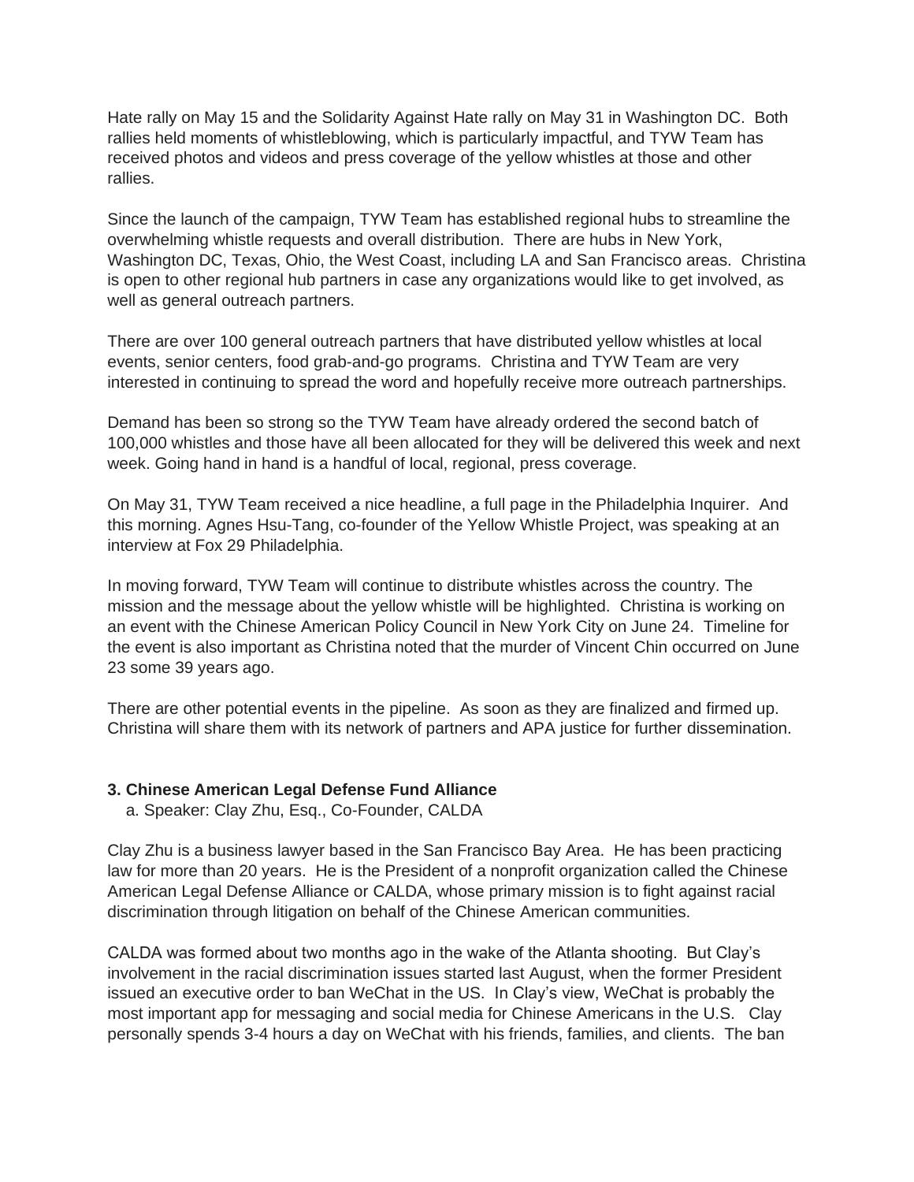Hate rally on May 15 and the Solidarity Against Hate rally on May 31 in Washington DC. Both rallies held moments of whistleblowing, which is particularly impactful, and TYW Team has received photos and videos and press coverage of the yellow whistles at those and other rallies.

Since the launch of the campaign, TYW Team has established regional hubs to streamline the overwhelming whistle requests and overall distribution. There are hubs in New York, Washington DC, Texas, Ohio, the West Coast, including LA and San Francisco areas. Christina is open to other regional hub partners in case any organizations would like to get involved, as well as general outreach partners.

There are over 100 general outreach partners that have distributed yellow whistles at local events, senior centers, food grab-and-go programs. Christina and TYW Team are very interested in continuing to spread the word and hopefully receive more outreach partnerships.

Demand has been so strong so the TYW Team have already ordered the second batch of 100,000 whistles and those have all been allocated for they will be delivered this week and next week. Going hand in hand is a handful of local, regional, press coverage.

On May 31, TYW Team received a nice headline, a full page in the Philadelphia Inquirer. And this morning. Agnes Hsu-Tang, co-founder of the Yellow Whistle Project, was speaking at an interview at Fox 29 Philadelphia.

In moving forward, TYW Team will continue to distribute whistles across the country. The mission and the message about the yellow whistle will be highlighted. Christina is working on an event with the Chinese American Policy Council in New York City on June 24. Timeline for the event is also important as Christina noted that the murder of Vincent Chin occurred on June 23 some 39 years ago.

There are other potential events in the pipeline. As soon as they are finalized and firmed up. Christina will share them with its network of partners and APA justice for further dissemination.

### 3. Chinese American Legal Defense Fund Alliance

a. Speaker: Clay Zhu, Esq., Co-Founder, CALDA

Clay Zhu is a business lawyer based in the San Francisco Bay Area. He has been practicing law for more than 20 years. He is the President of a nonprofit organization called the Chinese American Legal Defense Alliance or CALDA, whose primary mission is to fight against racial discrimination through litigation on behalf of the Chinese American communities.

CALDA was formed about two months ago in the wake of the Atlanta shooting. But Clay's involvement in the racial discrimination issues started last August, when the former President issued an executive order to ban WeChat in the US. In Clay's view, WeChat is probably the most important app for messaging and social media for Chinese Americans in the U.S. Clay personally spends 3-4 hours a day on WeChat with his friends, families, and clients. The ban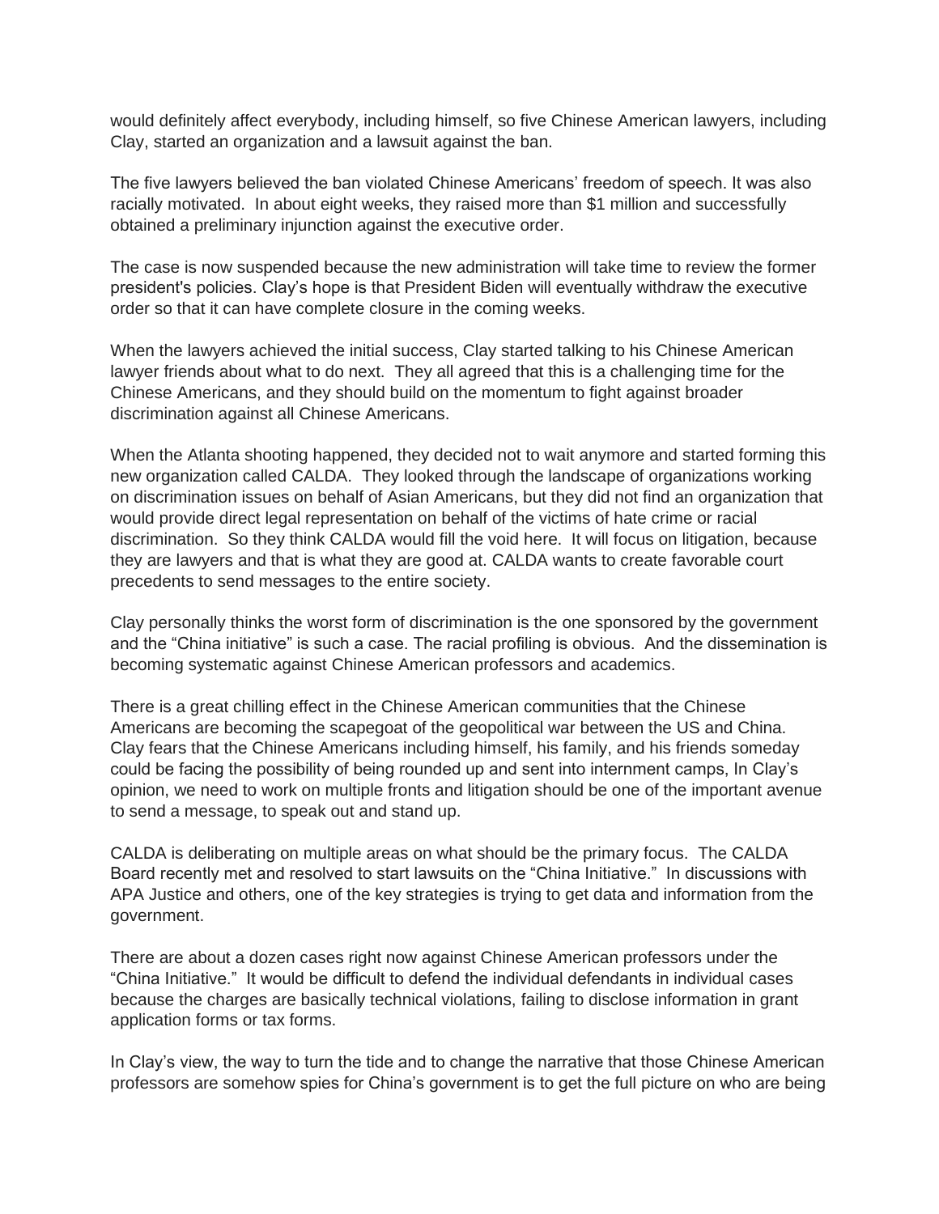would definitely affect everybody, including himself, so five Chinese American lawyers, including Clay, started an organization and a lawsuit against the ban.

The five lawyers believed the ban violated Chinese Americans' freedom of speech. It was also racially motivated. In about eight weeks, they raised more than $1 million and successfully obtained a preliminary injunction against the executive order.

The case is now suspended because the new administration will take time to review the former president's policies. Clay's hope is that President Biden will eventually withdraw the executive order so that it can have complete closure in the coming weeks.

When the lawyers achieved the initial success, Clay started talking to his Chinese American lawyer friends about what to do next. They all agreed that this is a challenging time for the Chinese Americans, and they should build on the momentum to fight against broader discrimination against all Chinese Americans.

When the Atlanta shooting happened, they decided not to wait anymore and started forming this new organization called CALDA. They looked through the landscape of organizations working on discrimination issues on behalf of Asian Americans, but they did not find an organization that would provide direct legal representation on behalf of the victims of hate crime or racial discrimination. So they think CALDA would fill the void here. It will focus on litigation, because they are lawyers and that is what they are good at. CALDA wants to create favorable court precedents to send messages to the entire society.

Clay personally thinks the worst form of discrimination is the one sponsored by the government and the "China initiative" is such a case. The racial profiling is obvious. And the dissemination is becoming systematic against Chinese American professors and academics.

There is a great chilling effect in the Chinese American communities that the Chinese Americans are becoming the scapegoat of the geopolitical war between the US and China. Clay fears that the Chinese Americans including himself, his family, and his friends someday could be facing the possibility of being rounded up and sent into internment camps, In Clay's opinion, we need to work on multiple fronts and litigation should be one of the important avenue to send a message, to speak out and stand up.

CALDA is deliberating on multiple areas on what should be the primary focus. The CALDA Board recently met and resolved to start lawsuits on the "China Initiative." In discussions with APA Justice and others, one of the key strategies is trying to get data and information from the government.

There are about a dozen cases right now against Chinese American professors under the "China Initiative." It would be difficult to defend the individual defendants in individual cases because the charges are basically technical violations, failing to disclose information in grant application forms or tax forms.

In Clay's view, the way to turn the tide and to change the narrative that those Chinese American professors are somehow spies for China's government is to get the full picture on who are being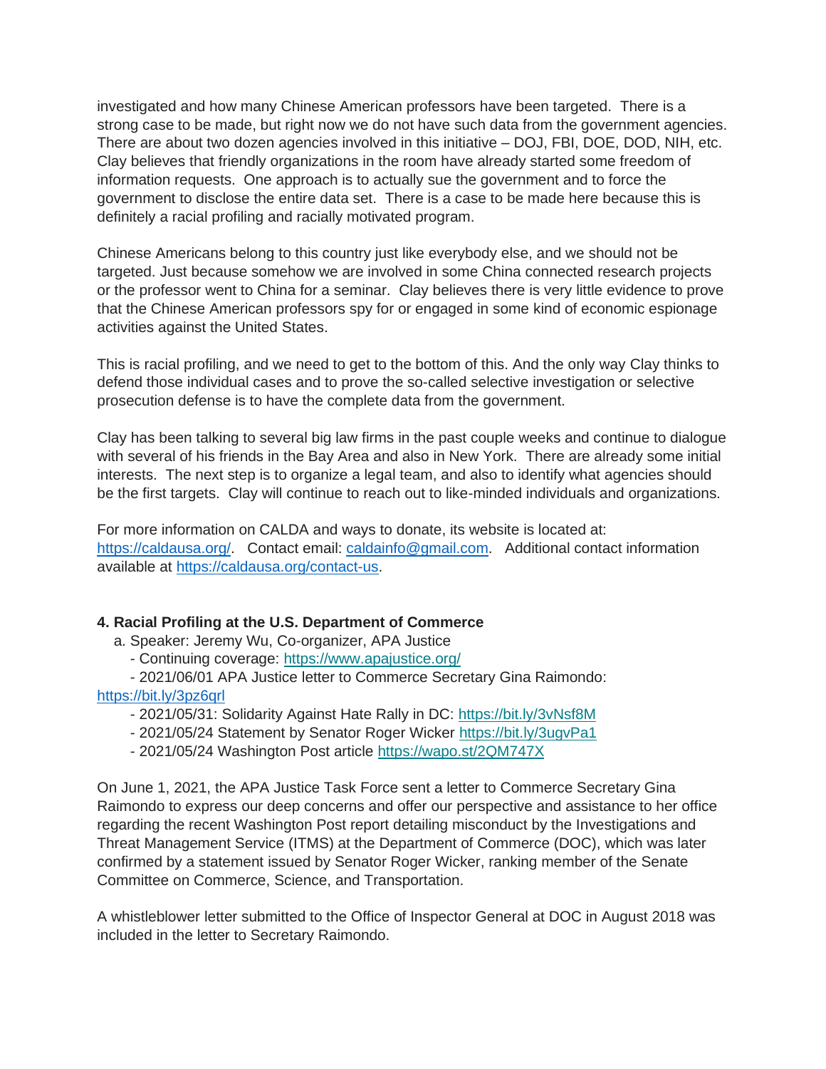investigated and how many Chinese American professors have been targeted. There is a strong case to be made, but right now we do not have such data from the government agencies. There are about two dozen agencies involved in this initiative – DOJ, FBI, DOE, DOD, NIH, etc. Clay believes that friendly organizations in the room have already started some freedom of information requests. One approach is to actually sue the government and to force the government to disclose the entire data set. There is a case to be made here because this is definitely a racial profiling and racially motivated program.

Chinese Americans belong to this country just like everybody else, and we should not be targeted. Just because somehow we are involved in some China connected research projects or the professor went to China for a seminar. Clay believes there is very little evidence to prove that the Chinese American professors spy for or engaged in some kind of economic espionage activities against the United States.

This is racial profiling, and we need to get to the bottom of this. And the only way Clay thinks to defend those individual cases and to prove the so-called selective investigation or selective prosecution defense is to have the complete data from the government.

Clay has been talking to several big law firms in the past couple weeks and continue to dialogue with several of his friends in the Bay Area and also in New York. There are already some initial interests. The next step is to organize a legal team, and also to identify what agencies should be the first targets. Clay will continue to reach out to like-minded individuals and organizations.

For more information on CALDA and ways to donate, its website is located at: https://caldausa.org/. Contact email: caldainfo@gmail.com. Additional contact information available at https://caldausa.org/contact-us.

**4. Racial Profiling at the U.S. Department of Commerce**

a. Speaker: Jeremy Wu, Co-organizer, APA Justice
- Continuing coverage: https://www.apajustice.org/
- 2021/06/01 APA Justice letter to Commerce Secretary Gina Raimondo: https://bit.ly/3pz6qrl
- 2021/05/31: Solidarity Against Hate Rally in DC: https://bit.ly/3vNsf8M
- 2021/05/24 Statement by Senator Roger Wicker https://bit.ly/3ugvPa1
- 2021/05/24 Washington Post article https://wapo.st/2QM747X

On June 1, 2021, the APA Justice Task Force sent a letter to Commerce Secretary Gina Raimondo to express our deep concerns and offer our perspective and assistance to her office regarding the recent Washington Post report detailing misconduct by the Investigations and Threat Management Service (ITMS) at the Department of Commerce (DOC), which was later confirmed by a statement issued by Senator Roger Wicker, ranking member of the Senate Committee on Commerce, Science, and Transportation.

A whistleblower letter submitted to the Office of Inspector General at DOC in August 2018 was included in the letter to Secretary Raimondo.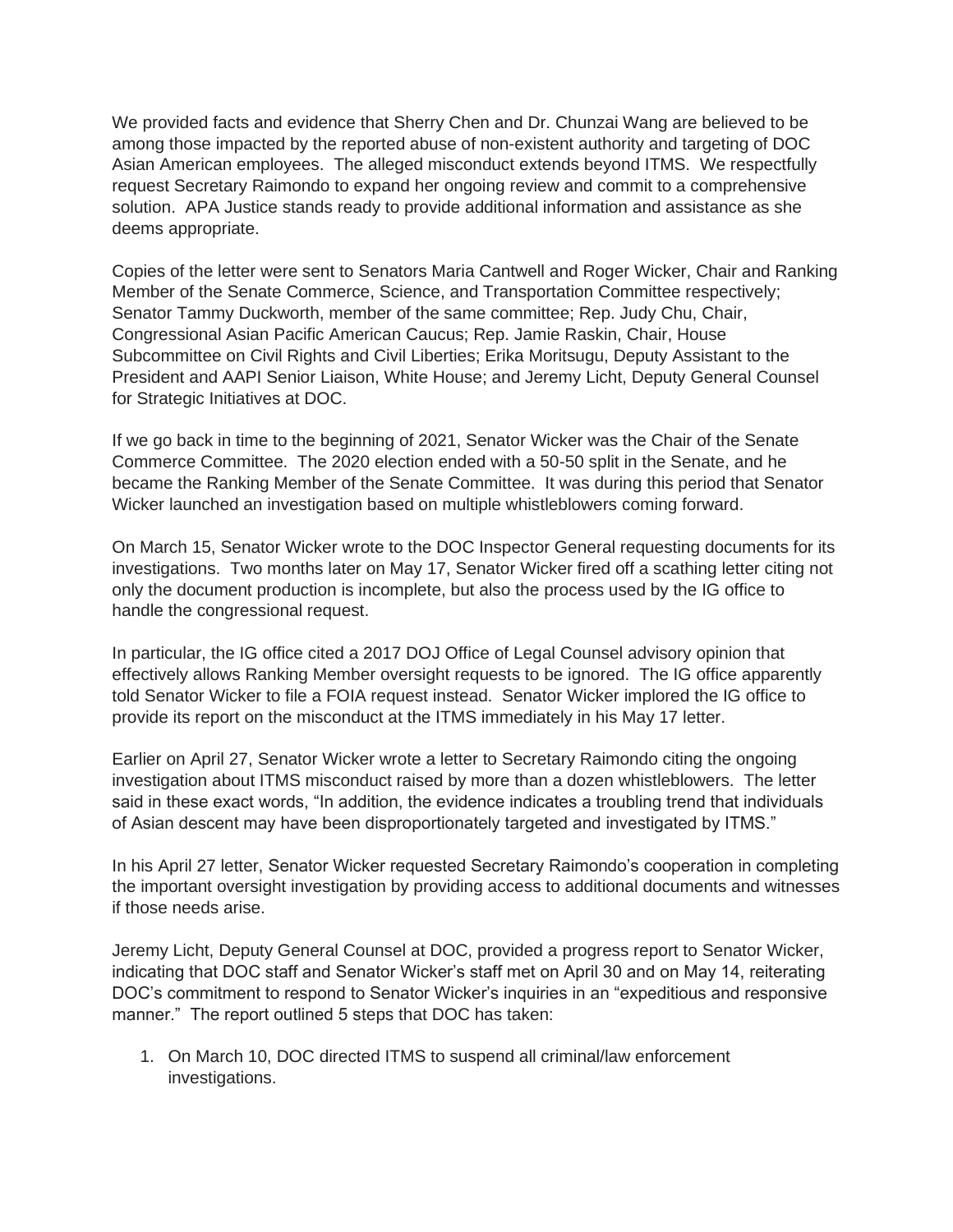We provided facts and evidence that Sherry Chen and Dr. Chunzai Wang are believed to be among those impacted by the reported abuse of non-existent authority and targeting of DOC Asian American employees. The alleged misconduct extends beyond ITMS. We respectfully request Secretary Raimondo to expand her ongoing review and commit to a comprehensive solution. APA Justice stands ready to provide additional information and assistance as she deems appropriate.

Copies of the letter were sent to Senators Maria Cantwell and Roger Wicker, Chair and Ranking Member of the Senate Commerce, Science, and Transportation Committee respectively; Senator Tammy Duckworth, member of the same committee; Rep. Judy Chu, Chair, Congressional Asian Pacific American Caucus; Rep. Jamie Raskin, Chair, House Subcommittee on Civil Rights and Civil Liberties; Erika Moritsugu, Deputy Assistant to the President and AAPI Senior Liaison, White House; and Jeremy Licht, Deputy General Counsel for Strategic Initiatives at DOC.

If we go back in time to the beginning of 2021, Senator Wicker was the Chair of the Senate Commerce Committee. The 2020 election ended with a 50-50 split in the Senate, and he became the Ranking Member of the Senate Committee. It was during this period that Senator Wicker launched an investigation based on multiple whistleblowers coming forward.

On March 15, Senator Wicker wrote to the DOC Inspector General requesting documents for its investigations. Two months later on May 17, Senator Wicker fired off a scathing letter citing not only the document production is incomplete, but also the process used by the IG office to handle the congressional request.

In particular, the IG office cited a 2017 DOJ Office of Legal Counsel advisory opinion that effectively allows Ranking Member oversight requests to be ignored. The IG office apparently told Senator Wicker to file a FOIA request instead. Senator Wicker implored the IG office to provide its report on the misconduct at the ITMS immediately in his May 17 letter.

Earlier on April 27, Senator Wicker wrote a letter to Secretary Raimondo citing the ongoing investigation about ITMS misconduct raised by more than a dozen whistleblowers. The letter said in these exact words, "In addition, the evidence indicates a troubling trend that individuals of Asian descent may have been disproportionately targeted and investigated by ITMS."

In his April 27 letter, Senator Wicker requested Secretary Raimondo's cooperation in completing the important oversight investigation by providing access to additional documents and witnesses if those needs arise.

Jeremy Licht, Deputy General Counsel at DOC, provided a progress report to Senator Wicker, indicating that DOC staff and Senator Wicker's staff met on April 30 and on May 14, reiterating DOC's commitment to respond to Senator Wicker's inquiries in an "expeditious and responsive manner." The report outlined 5 steps that DOC has taken:

1. On March 10, DOC directed ITMS to suspend all criminal/law enforcement investigations.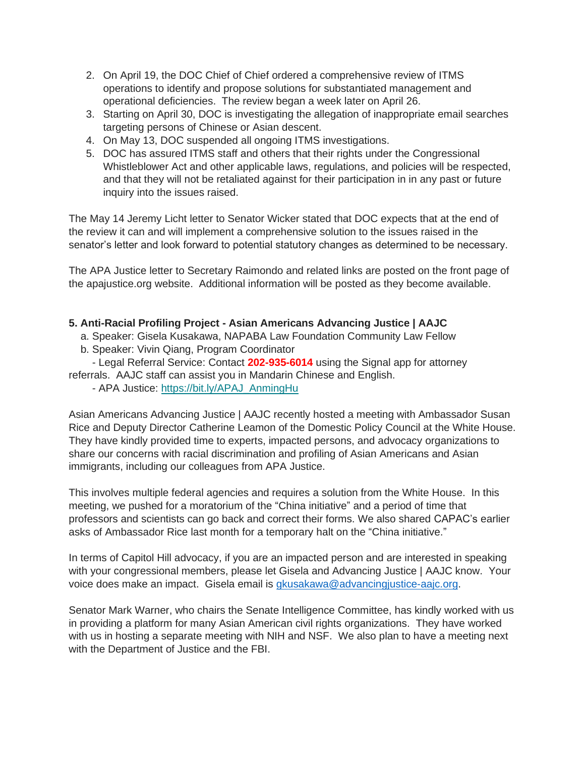2. On April 19, the DOC Chief of Chief ordered a comprehensive review of ITMS operations to identify and propose solutions for substantiated management and operational deficiencies. The review began a week later on April 26.
3. Starting on April 30, DOC is investigating the allegation of inappropriate email searches targeting persons of Chinese or Asian descent.
4. On May 13, DOC suspended all ongoing ITMS investigations.
5. DOC has assured ITMS staff and others that their rights under the Congressional Whistleblower Act and other applicable laws, regulations, and policies will be respected, and that they will not be retaliated against for their participation in in any past or future inquiry into the issues raised.

The May 14 Jeremy Licht letter to Senator Wicker stated that DOC expects that at the end of the review it can and will implement a comprehensive solution to the issues raised in the senator's letter and look forward to potential statutory changes as determined to be necessary.

The APA Justice letter to Secretary Raimondo and related links are posted on the front page of the apajustice.org website. Additional information will be posted as they become available.

**5. Anti-Racial Profiling Project - Asian Americans Advancing Justice | AAJC**

a. Speaker: Gisela Kusakawa, NAPABA Law Foundation Community Law Fellow
b. Speaker: Vivin Qiang, Program Coordinator

- Legal Referral Service: Contact **202-935-6014** using the Signal app for attorney referrals. AAJC staff can assist you in Mandarin Chinese and English.
- APA Justice: https://bit.ly/APAJ_AnmingHu

Asian Americans Advancing Justice | AAJC recently hosted a meeting with Ambassador Susan Rice and Deputy Director Catherine Leamon of the Domestic Policy Council at the White House. They have kindly provided time to experts, impacted persons, and advocacy organizations to share our concerns with racial discrimination and profiling of Asian Americans and Asian immigrants, including our colleagues from APA Justice.

This involves multiple federal agencies and requires a solution from the White House. In this meeting, we pushed for a moratorium of the "China initiative" and a period of time that professors and scientists can go back and correct their forms. We also shared CAPAC's earlier asks of Ambassador Rice last month for a temporary halt on the "China initiative."

In terms of Capitol Hill advocacy, if you are an impacted person and are interested in speaking with your congressional members, please let Gisela and Advancing Justice | AAJC know. Your voice does make an impact. Gisela email is gkusakawa@advancingjustice-aajc.org.

Senator Mark Warner, who chairs the Senate Intelligence Committee, has kindly worked with us in providing a platform for many Asian American civil rights organizations. They have worked with us in hosting a separate meeting with NIH and NSF. We also plan to have a meeting next with the Department of Justice and the FBI.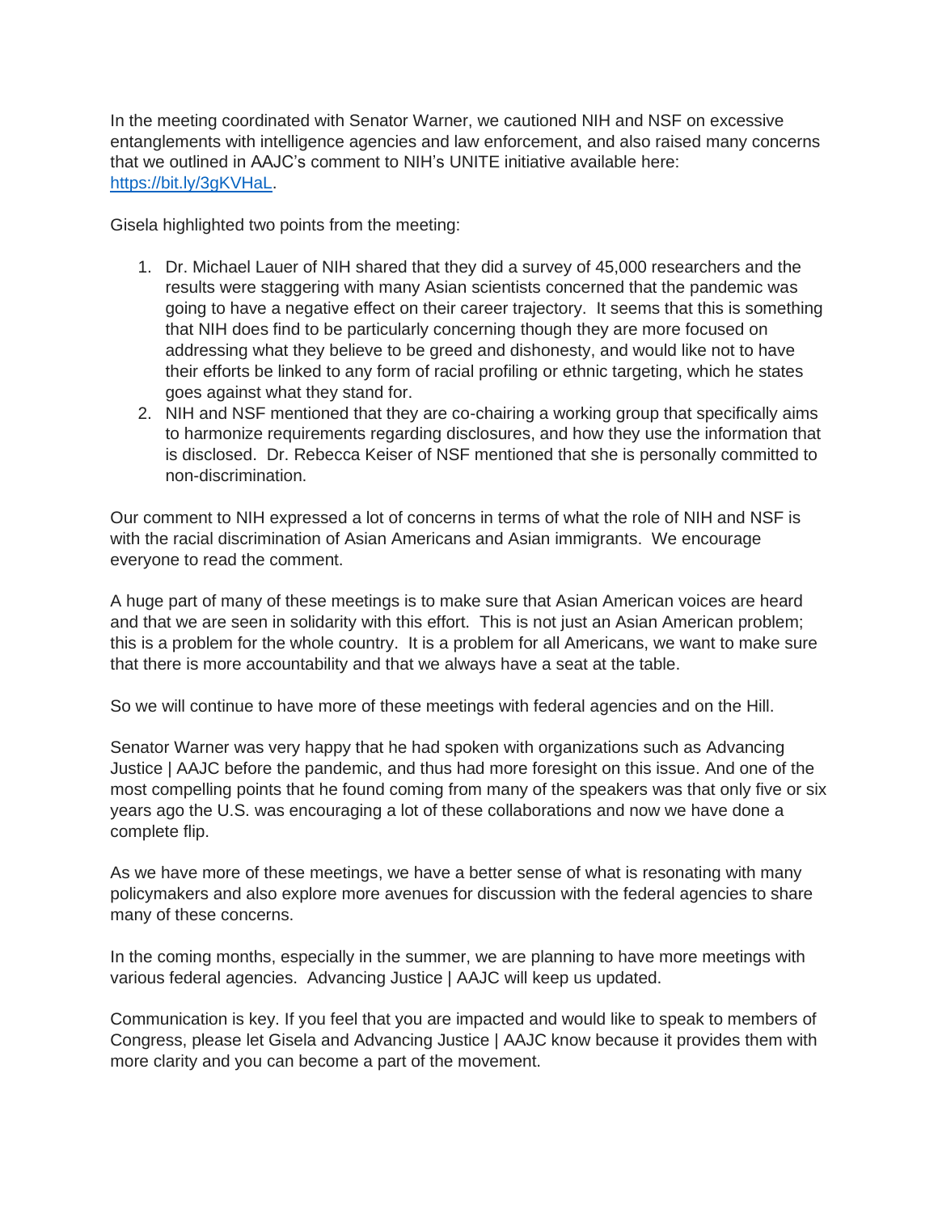In the meeting coordinated with Senator Warner, we cautioned NIH and NSF on excessive entanglements with intelligence agencies and law enforcement, and also raised many concerns that we outlined in AAJC's comment to NIH's UNITE initiative available here: [https://bit.ly/3gKVHaL](https://bit.ly/3gKVHaL).

Gisela highlighted two points from the meeting:

1. Dr. Michael Lauer of NIH shared that they did a survey of 45,000 researchers and the results were staggering with many Asian scientists concerned that the pandemic was going to have a negative effect on their career trajectory. It seems that this is something that NIH does find to be particularly concerning though they are more focused on addressing what they believe to be greed and dishonesty, and would like not to have their efforts be linked to any form of racial profiling or ethnic targeting, which he states goes against what they stand for.
2. NIH and NSF mentioned that they are co-chairing a working group that specifically aims to harmonize requirements regarding disclosures, and how they use the information that is disclosed. Dr. Rebecca Keiser of NSF mentioned that she is personally committed to non-discrimination.

Our comment to NIH expressed a lot of concerns in terms of what the role of NIH and NSF is with the racial discrimination of Asian Americans and Asian immigrants. We encourage everyone to read the comment.

A huge part of many of these meetings is to make sure that Asian American voices are heard and that we are seen in solidarity with this effort. This is not just an Asian American problem; this is a problem for the whole country. It is a problem for all Americans, we want to make sure that there is more accountability and that we always have a seat at the table.

So we will continue to have more of these meetings with federal agencies and on the Hill.

Senator Warner was very happy that he had spoken with organizations such as Advancing Justice | AAJC before the pandemic, and thus had more foresight on this issue. And one of the most compelling points that he found coming from many of the speakers was that only five or six years ago the U.S. was encouraging a lot of these collaborations and now we have done a complete flip.

As we have more of these meetings, we have a better sense of what is resonating with many policymakers and also explore more avenues for discussion with the federal agencies to share many of these concerns.

In the coming months, especially in the summer, we are planning to have more meetings with various federal agencies. Advancing Justice | AAJC will keep us updated.

Communication is key. If you feel that you are impacted and would like to speak to members of Congress, please let Gisela and Advancing Justice | AAJC know because it provides them with more clarity and you can become a part of the movement.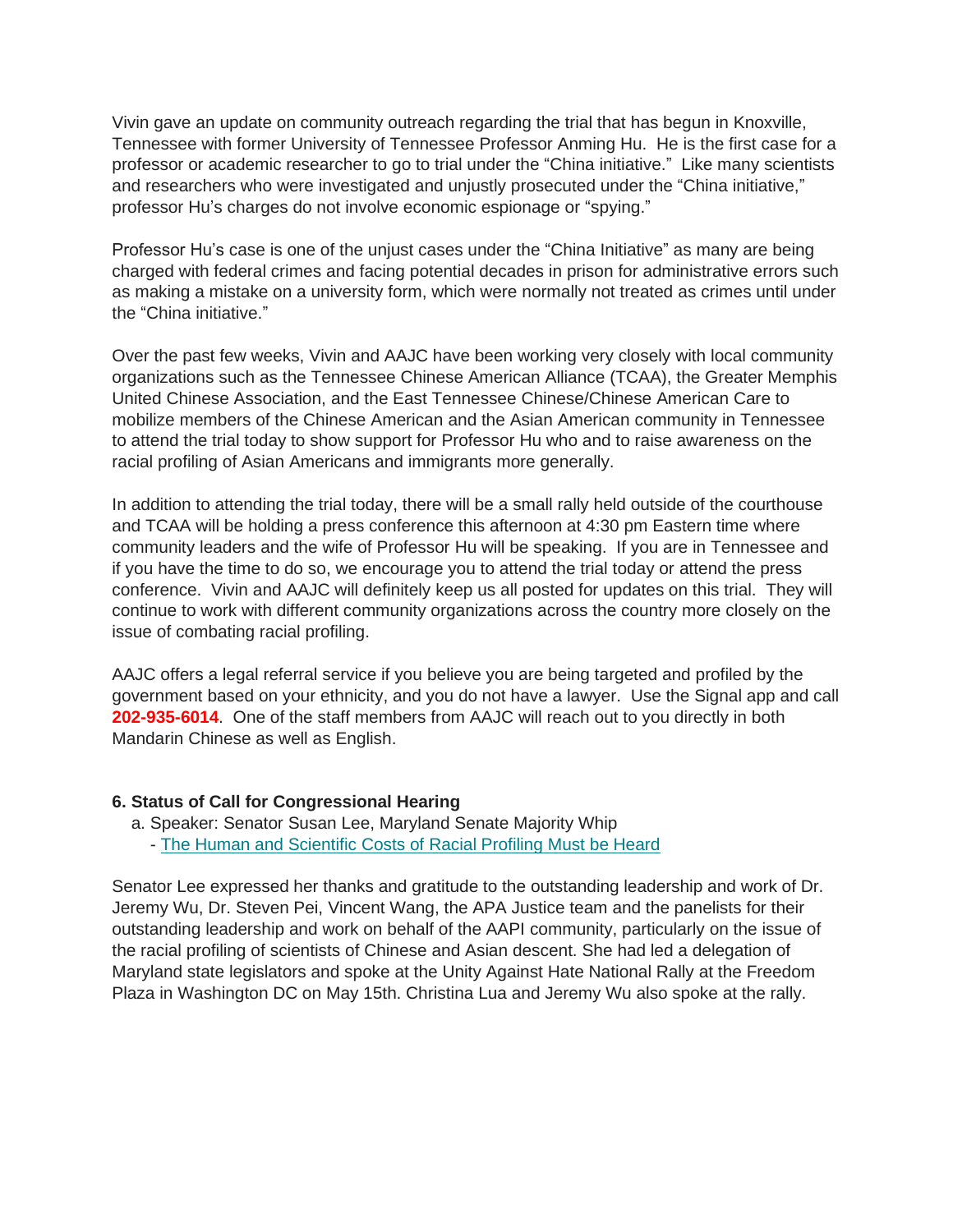Vivin gave an update on community outreach regarding the trial that has begun in Knoxville, Tennessee with former University of Tennessee Professor Anming Hu. He is the first case for a professor or academic researcher to go to trial under the "China initiative." Like many scientists and researchers who were investigated and unjustly prosecuted under the "China initiative," professor Hu's charges do not involve economic espionage or "spying."

Professor Hu's case is one of the unjust cases under the "China Initiative" as many are being charged with federal crimes and facing potential decades in prison for administrative errors such as making a mistake on a university form, which were normally not treated as crimes until under the "China initiative."

Over the past few weeks, Vivin and AAJC have been working very closely with local community organizations such as the Tennessee Chinese American Alliance (TCAA), the Greater Memphis United Chinese Association, and the East Tennessee Chinese/Chinese American Care to mobilize members of the Chinese American and the Asian American community in Tennessee to attend the trial today to show support for Professor Hu who and to raise awareness on the racial profiling of Asian Americans and immigrants more generally.

In addition to attending the trial today, there will be a small rally held outside of the courthouse and TCAA will be holding a press conference this afternoon at 4:30 pm Eastern time where community leaders and the wife of Professor Hu will be speaking. If you are in Tennessee and if you have the time to do so, we encourage you to attend the trial today or attend the press conference. Vivin and AAJC will definitely keep us all posted for updates on this trial. They will continue to work with different community organizations across the country more closely on the issue of combating racial profiling.

AAJC offers a legal referral service if you believe you are being targeted and profiled by the government based on your ethnicity, and you do not have a lawyer. Use the Signal app and call **202-935-6014**. One of the staff members from AAJC will reach out to you directly in both Mandarin Chinese as well as English.

**6. Status of Call for Congressional Hearing**

a. Speaker: Senator Susan Lee, Maryland Senate Majority Whip
   - The Human and Scientific Costs of Racial Profiling Must be Heard

Senator Lee expressed her thanks and gratitude to the outstanding leadership and work of Dr. Jeremy Wu, Dr. Steven Pei, Vincent Wang, the APA Justice team and the panelists for their outstanding leadership and work on behalf of the AAPI community, particularly on the issue of the racial profiling of scientists of Chinese and Asian descent. She had led a delegation of Maryland state legislators and spoke at the Unity Against Hate National Rally at the Freedom Plaza in Washington DC on May 15th. Christina Lua and Jeremy Wu also spoke at the rally.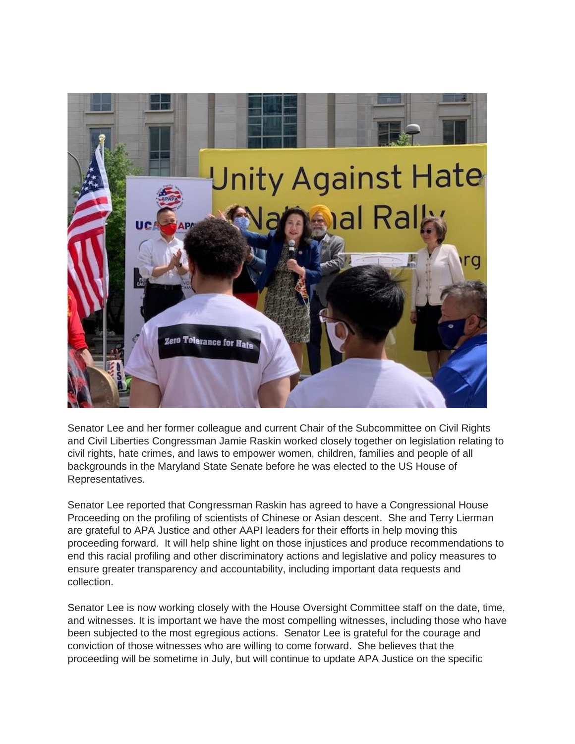Senator Lee and her former colleague and current Chair of the Subcommittee on Civil Rights and Civil Liberties Congressman Jamie Raskin worked closely together on legislation relating to civil rights, hate crimes, and laws to empower women, children, families and people of all backgrounds in the Maryland State Senate before he was elected to the US House of Representatives.

Senator Lee reported that Congressman Raskin has agreed to have a Congressional House Proceeding on the profiling of scientists of Chinese or Asian descent. She and Terry Lierman are grateful to APA Justice and other AAPI leaders for their efforts in help moving this proceeding forward. It will help shine light on those injustices and produce recommendations to end this racial profiling and other discriminatory actions and legislative and policy measures to ensure greater transparency and accountability, including important data requests and collection.

Senator Lee is now working closely with the House Oversight Committee staff on the date, time, and witnesses. It is important we have the most compelling witnesses, including those who have been subjected to the most egregious actions. Senator Lee is grateful for the courage and conviction of those witnesses who are willing to come forward. She believes that the proceeding will be sometime in July, but will continue to update APA Justice on the specific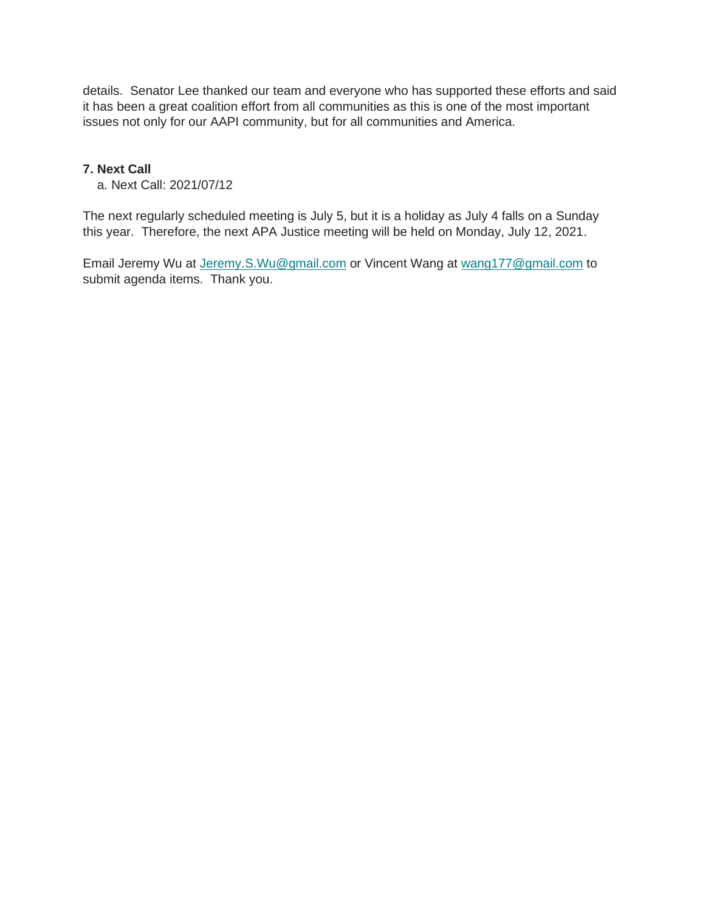details. Senator Lee thanked our team and everyone who has supported these efforts and said it has been a great coalition effort from all communities as this is one of the most important issues not only for our AAPI community, but for all communities and America.

**7. Next Call**

a. Next Call: 2021/07/12

The next regularly scheduled meeting is July 5, but it is a holiday as July 4 falls on a Sunday this year. Therefore, the next APA Justice meeting will be held on Monday, July 12, 2021.

Email Jeremy Wu at [Jeremy.S.Wu@gmail.com](mailto:Jeremy.S.Wu@gmail.com) or Vincent Wang at [wang177@gmail.com](mailto:wang177@gmail.com) to submit agenda items. Thank you.